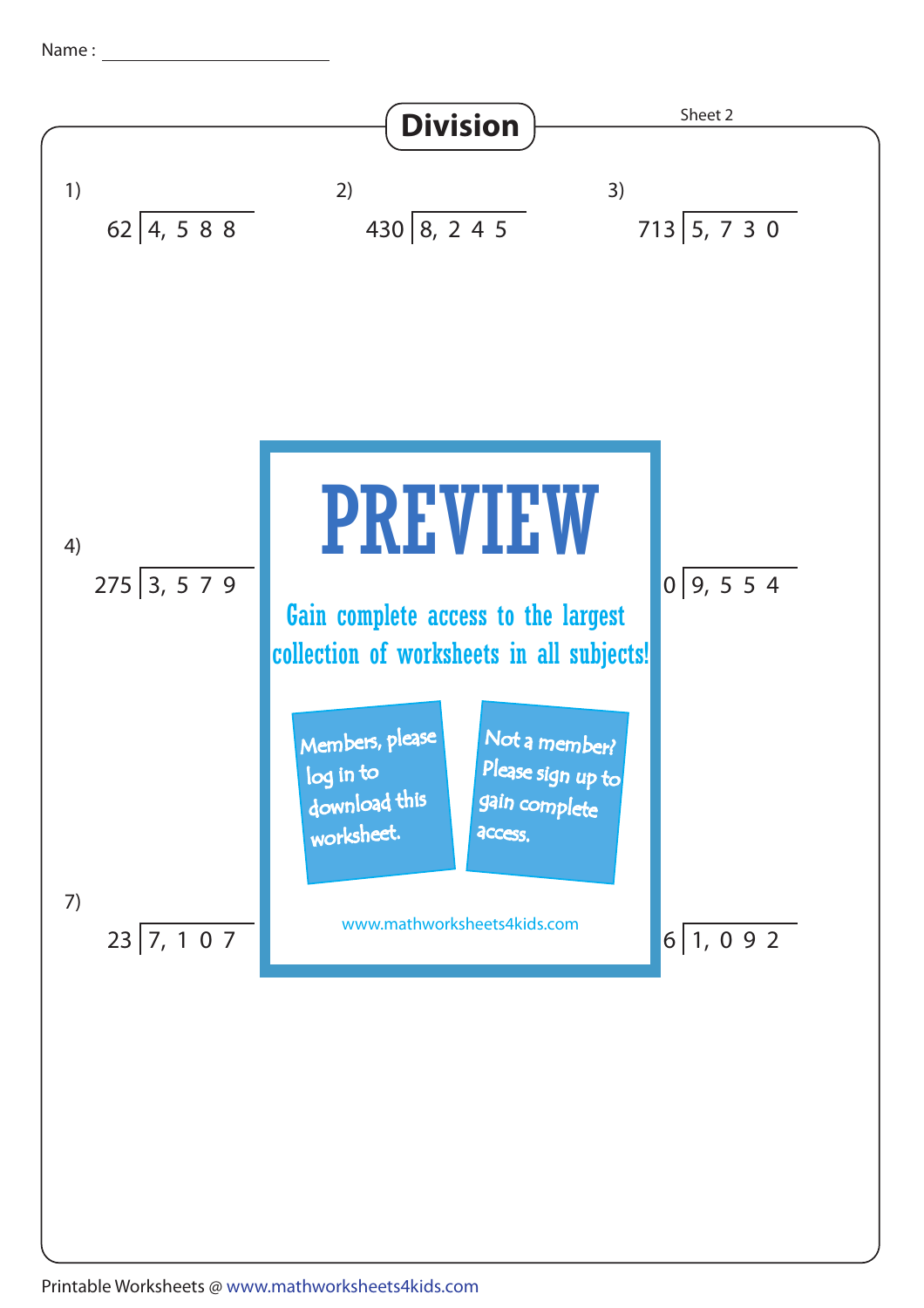Name : ____________________

# Division

Sheet 2

1) $62 \overline{)4,588}$

2) $430 \overline{)8,245}$

3) $713 \overline{)5,730}$

4) $275 \overline{)3,579}$

0 | 9, 5 5 4

PREVIEW

Gain complete access to the largest collection of worksheets in all subjects!

Members, please log in to download this worksheet.

Not a member? Please sign up to gain complete access.

www.mathworksheets4kids.com

7) $23 \overline{)7,107}$

6 | 1, 0 9 2

Printable Worksheets @ www.mathworksheets4kids.com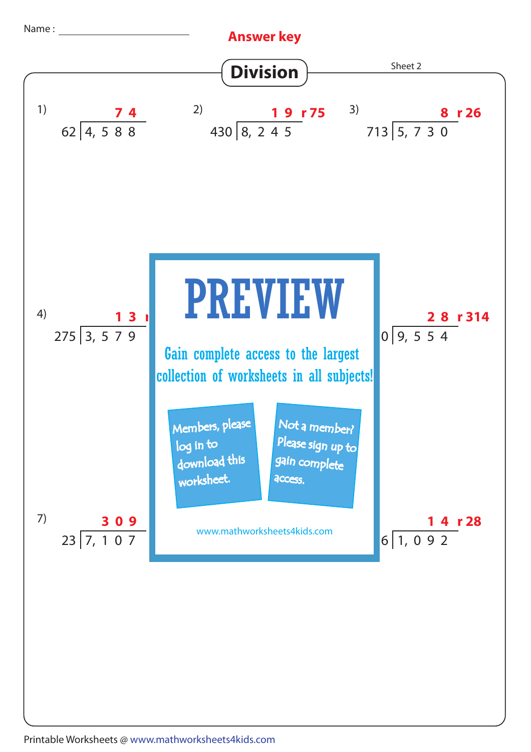Name : ____________________

**Answer key**

# Division

Sheet 2

1) $62 \overline{)4,588}$ — **74**

2) $430 \overline{)8,245}$ — **19 r75**

3) $713 \overline{)5,730}$ — **8 r26**

4) $275 \overline{)3,579}$ — **13 r**

6) $0 \overline{)9,554}$ — **28 r314**

7) $23 \overline{)7,107}$ — **309**

9) $6 \overline{)1,092}$ — **14 r28**

**PREVIEW**

Gain complete access to the largest collection of worksheets in all subjects!

Members, please log in to download this worksheet.

Not a member? Please sign up to gain complete access.

www.mathworksheets4kids.com

Printable Worksheets @ www.mathworksheets4kids.com